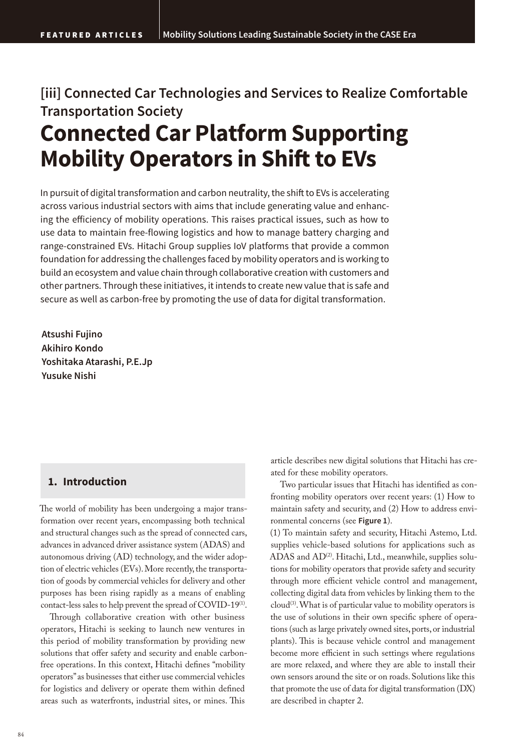## [iii] Connected Car Technologies and Services to Realize Comfortable Transportation Society

# Connected Car Platform Supporting Mobility Operators in Shift to EVs

In pursuit of digital transformation and carbon neutrality, the shift to EVs is accelerating across various industrial sectors with aims that include generating value and enhancing the efficiency of mobility operations. This raises practical issues, such as how to use data to maintain free-flowing logistics and how to manage battery charging and range-constrained EVs. Hitachi Group supplies IoV platforms that provide a common foundation for addressing the challenges faced by mobility operators and is working to build an ecosystem and value chain through collaborative creation with customers and other partners. Through these initiatives, it intends to create new value that is safe and secure as well as carbon-free by promoting the use of data for digital transformation.

**Atsushi Fujino**
**Akihiro Kondo**
**Yoshitaka Atarashi, P.E.Jp**
**Yusuke Nishi**

## 1. Introduction

The world of mobility has been undergoing a major transformation over recent years, encompassing both technical and structural changes such as the spread of connected cars, advances in advanced driver assistance system (ADAS) and autonomous driving (AD) technology, and the wider adoption of electric vehicles (EVs). More recently, the transportation of goods by commercial vehicles for delivery and other purposes has been rising rapidly as a means of enabling contact-less sales to help prevent the spread of COVID-19[1].

Through collaborative creation with other business operators, Hitachi is seeking to launch new ventures in this period of mobility transformation by providing new solutions that offer safety and security and enable carbon-free operations. In this context, Hitachi defines "mobility operators" as businesses that either use commercial vehicles for logistics and delivery or operate them within defined areas such as waterfronts, industrial sites, or mines. This article describes new digital solutions that Hitachi has created for these mobility operators.

Two particular issues that Hitachi has identified as confronting mobility operators over recent years: (1) How to maintain safety and security, and (2) How to address environmental concerns (see **Figure 1**).

(1) To maintain safety and security, Hitachi Astemo, Ltd. supplies vehicle-based solutions for applications such as ADAS and AD[2]. Hitachi, Ltd., meanwhile, supplies solutions for mobility operators that provide safety and security through more efficient vehicle control and management, collecting digital data from vehicles by linking them to the cloud[3]. What is of particular value to mobility operators is the use of solutions in their own specific sphere of operations (such as large privately owned sites, ports, or industrial plants). This is because vehicle control and management become more efficient in such settings where regulations are more relaxed, and where they are able to install their own sensors around the site or on roads. Solutions like this that promote the use of data for digital transformation (DX) are described in chapter 2.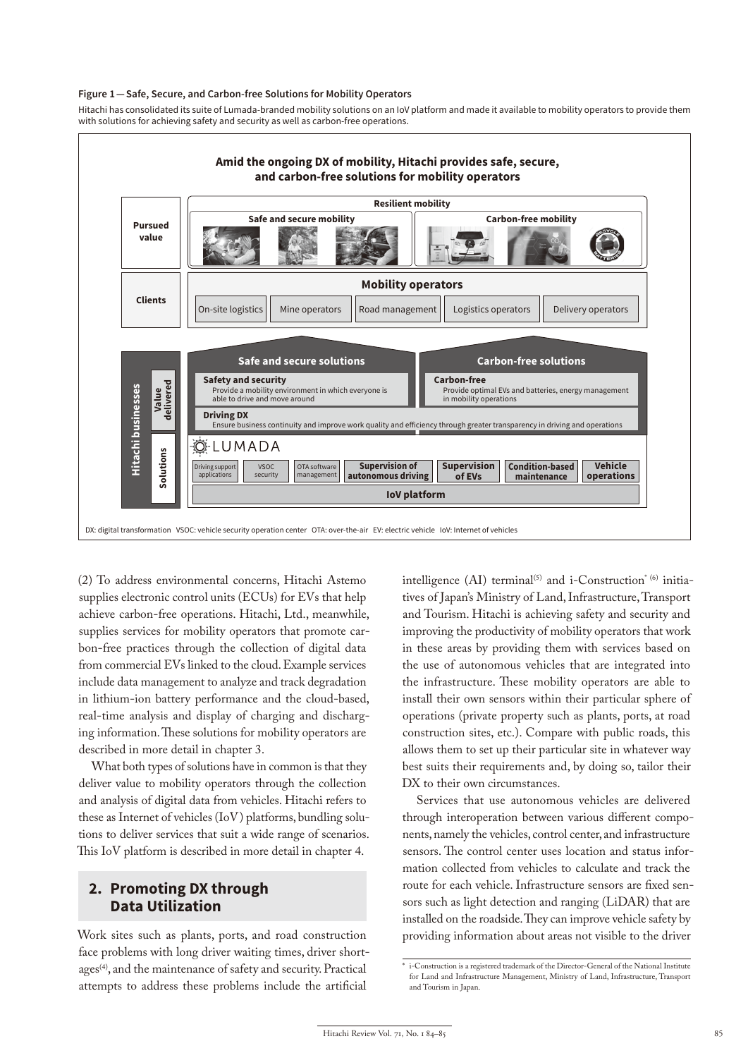**Figure 1 — Safe, Secure, and Carbon-free Solutions for Mobility Operators**

Hitachi has consolidated its suite of Lumada-branded mobility solutions on an IoV platform and made it available to mobility operators to provide them with solutions for achieving safety and security as well as carbon-free operations.

**Amid the ongoing DX of mobility, Hitachi provides safe, secure, and carbon-free solutions for mobility operators**

**Pursued value** — Resilient mobility: Safe and secure mobility; Carbon-free mobility

**Clients** — Mobility operators: On-site logistics; Mine operators; Road management; Logistics operators; Delivery operators

**Hitachi businesses**

Value delivered:

- Safe and secure solutions
  - **Safety and security**: Provide a mobility environment in which everyone is able to drive and move around
- Carbon-free solutions
  - **Carbon-free**: Provide optimal EVs and batteries, energy management in mobility operations
- **Driving DX**: Ensure business continuity and improve work quality and efficiency through greater transparency in driving and operations

Solutions (LUMADA): Driving support applications; VSOC security; OTA software management; Supervision of autonomous driving; Supervision of EVs; Condition-based maintenance; Vehicle operations; IoV platform

DX: digital transformation VSOC: vehicle security operation center OTA: over-the-air EV: electric vehicle IoV: Internet of vehicles

(2) To address environmental concerns, Hitachi Astemo supplies electronic control units (ECUs) for EVs that help achieve carbon-free operations. Hitachi, Ltd., meanwhile, supplies services for mobility operators that promote carbon-free practices through the collection of digital data from commercial EVs linked to the cloud. Example services include data management to analyze and track degradation in lithium-ion battery performance and the cloud-based, real-time analysis and display of charging and discharging information. These solutions for mobility operators are described in more detail in chapter 3.

What both types of solutions have in common is that they deliver value to mobility operators through the collection and analysis of digital data from vehicles. Hitachi refers to these as Internet of vehicles (IoV) platforms, bundling solutions to deliver services that suit a wide range of scenarios. This IoV platform is described in more detail in chapter 4.

## 2. Promoting DX through Data Utilization

Work sites such as plants, ports, and road construction face problems with long driver waiting times, driver shortages[(4)], and the maintenance of safety and security. Practical attempts to address these problems include the artificial intelligence (AI) terminal[(5)] and i-Construction* [(6)] initiatives of Japan's Ministry of Land, Infrastructure, Transport and Tourism. Hitachi is achieving safety and security and improving the productivity of mobility operators that work in these areas by providing them with services based on the use of autonomous vehicles that are integrated into the infrastructure. These mobility operators are able to install their own sensors within their particular sphere of operations (private property such as plants, ports, at road construction sites, etc.). Compare with public roads, this allows them to set up their particular site in whatever way best suits their requirements and, by doing so, tailor their DX to their own circumstances.

Services that use autonomous vehicles are delivered through interoperation between various different components, namely the vehicles, control center, and infrastructure sensors. The control center uses location and status information collected from vehicles to calculate and track the route for each vehicle. Infrastructure sensors are fixed sensors such as light detection and ranging (LiDAR) that are installed on the roadside. They can improve vehicle safety by providing information about areas not visible to the driver

\* i-Construction is a registered trademark of the Director-General of the National Institute for Land and Infrastructure Management, Ministry of Land, Infrastructure, Transport and Tourism in Japan.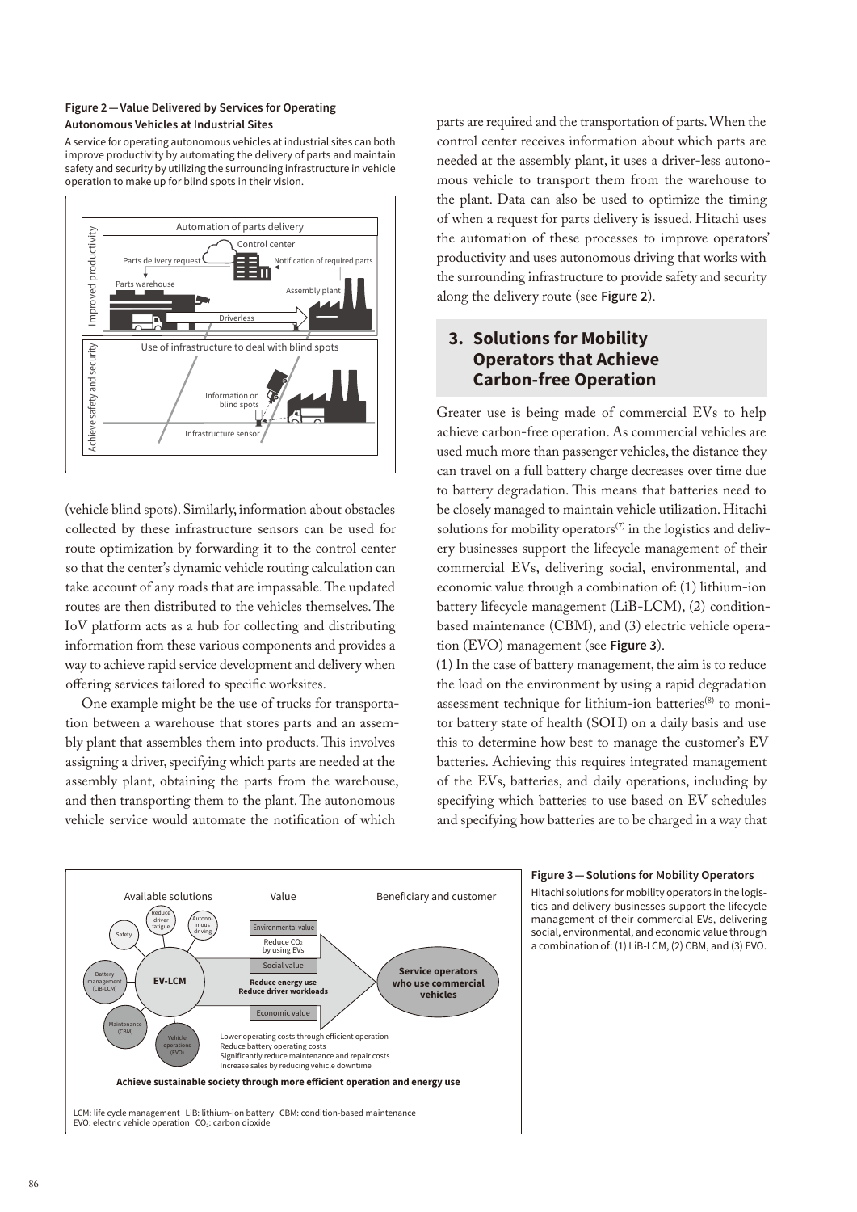**Figure 2 — Value Delivered by Services for Operating Autonomous Vehicles at Industrial Sites**

A service for operating autonomous vehicles at industrial sites can both improve productivity by automating the delivery of parts and maintain safety and security by utilizing the surrounding infrastructure in vehicle operation to make up for blind spots in their vision.

(vehicle blind spots). Similarly, information about obstacles collected by these infrastructure sensors can be used for route optimization by forwarding it to the control center so that the center's dynamic vehicle routing calculation can take account of any roads that are impassable. The updated routes are then distributed to the vehicles themselves. The IoV platform acts as a hub for collecting and distributing information from these various components and provides a way to achieve rapid service development and delivery when offering services tailored to specific worksites.

One example might be the use of trucks for transportation between a warehouse that stores parts and an assembly plant that assembles them into products. This involves assigning a driver, specifying which parts are needed at the assembly plant, obtaining the parts from the warehouse, and then transporting them to the plant. The autonomous vehicle service would automate the notification of which parts are required and the transportation of parts. When the control center receives information about which parts are needed at the assembly plant, it uses a driver-less autonomous vehicle to transport them from the warehouse to the plant. Data can also be used to optimize the timing of when a request for parts delivery is issued. Hitachi uses the automation of these processes to improve operators' productivity and uses autonomous driving that works with the surrounding infrastructure to provide safety and security along the delivery route (see **Figure 2**).

## 3. Solutions for Mobility Operators that Achieve Carbon-free Operation

Greater use is being made of commercial EVs to help achieve carbon-free operation. As commercial vehicles are used much more than passenger vehicles, the distance they can travel on a full battery charge decreases over time due to battery degradation. This means that batteries need to be closely managed to maintain vehicle utilization. Hitachi solutions for mobility operators[7] in the logistics and delivery businesses support the lifecycle management of their commercial EVs, delivering social, environmental, and economic value through a combination of: (1) lithium-ion battery lifecycle management (LiB-LCM), (2) condition-based maintenance (CBM), and (3) electric vehicle operation (EVO) management (see **Figure 3**).

(1) In the case of battery management, the aim is to reduce the load on the environment by using a rapid degradation assessment technique for lithium-ion batteries[8] to monitor battery state of health (SOH) on a daily basis and use this to determine how best to manage the customer's EV batteries. Achieving this requires integrated management of the EVs, batteries, and daily operations, including by specifying which batteries to use based on EV schedules and specifying how batteries are to be charged in a way that

LCM: life cycle management LiB: lithium-ion battery CBM: condition-based maintenance EVO: electric vehicle operation $CO_2$: carbon dioxide

**Figure 3 — Solutions for Mobility Operators**

Hitachi solutions for mobility operators in the logistics and delivery businesses support the lifecycle management of their commercial EVs, delivering social, environmental, and economic value through a combination of: (1) LiB-LCM, (2) CBM, and (3) EVO.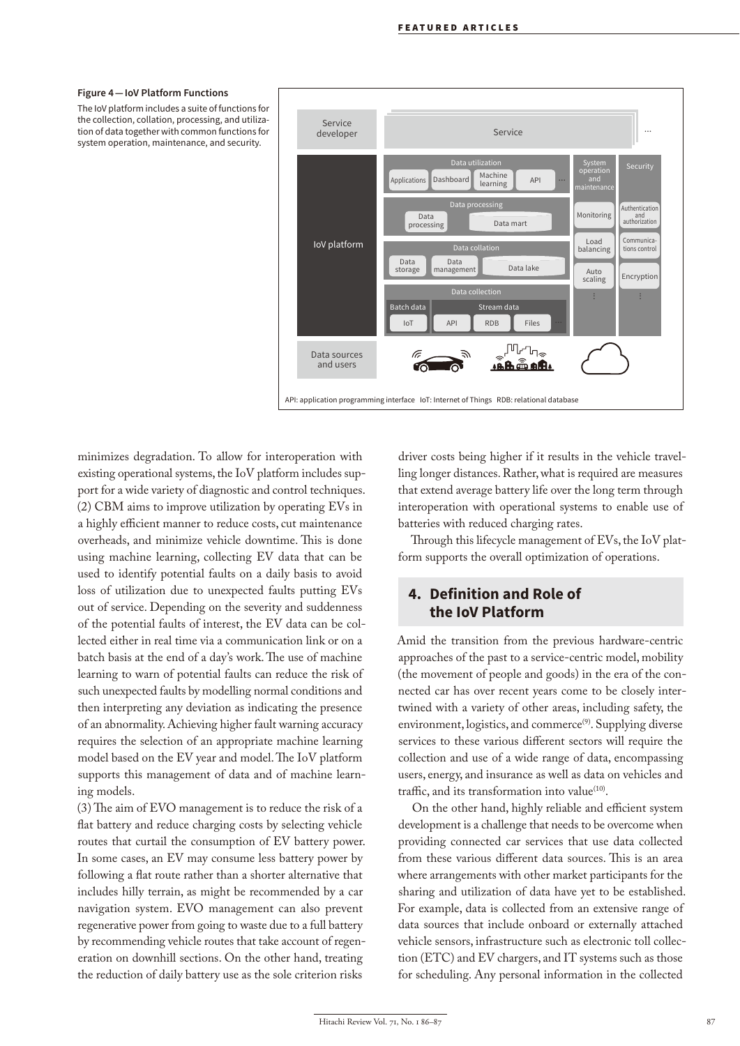**Figure 4 — IoV Platform Functions**

The IoV platform includes a suite of functions for the collection, collation, processing, and utilization of data together with common functions for system operation, maintenance, and security.

API: application programming interface IoT: Internet of Things RDB: relational database

minimizes degradation. To allow for interoperation with existing operational systems, the IoV platform includes support for a wide variety of diagnostic and control techniques.

(2) CBM aims to improve utilization by operating EVs in a highly efficient manner to reduce costs, cut maintenance overheads, and minimize vehicle downtime. This is done using machine learning, collecting EV data that can be used to identify potential faults on a daily basis to avoid loss of utilization due to unexpected faults putting EVs out of service. Depending on the severity and suddenness of the potential faults of interest, the EV data can be collected either in real time via a communication link or on a batch basis at the end of a day's work. The use of machine learning to warn of potential faults can reduce the risk of such unexpected faults by modelling normal conditions and then interpreting any deviation as indicating the presence of an abnormality. Achieving higher fault warning accuracy requires the selection of an appropriate machine learning model based on the EV year and model. The IoV platform supports this management of data and of machine learning models.

(3) The aim of EVO management is to reduce the risk of a flat battery and reduce charging costs by selecting vehicle routes that curtail the consumption of EV battery power. In some cases, an EV may consume less battery power by following a flat route rather than a shorter alternative that includes hilly terrain, as might be recommended by a car navigation system. EVO management can also prevent regenerative power from going to waste due to a full battery by recommending vehicle routes that take account of regeneration on downhill sections. On the other hand, treating the reduction of daily battery use as the sole criterion risks driver costs being higher if it results in the vehicle travelling longer distances. Rather, what is required are measures that extend average battery life over the long term through interoperation with operational systems to enable use of batteries with reduced charging rates.

Through this lifecycle management of EVs, the IoV platform supports the overall optimization of operations.

## 4. Definition and Role of the IoV Platform

Amid the transition from the previous hardware-centric approaches of the past to a service-centric model, mobility (the movement of people and goods) in the era of the connected car has over recent years come to be closely intertwined with a variety of other areas, including safety, the environment, logistics, and commerce[9]. Supplying diverse services to these various different sectors will require the collection and use of a wide range of data, encompassing users, energy, and insurance as well as data on vehicles and traffic, and its transformation into value[10].

On the other hand, highly reliable and efficient system development is a challenge that needs to be overcome when providing connected car services that use data collected from these various different data sources. This is an area where arrangements with other market participants for the sharing and utilization of data have yet to be established. For example, data is collected from an extensive range of data sources that include onboard or externally attached vehicle sensors, infrastructure such as electronic toll collection (ETC) and EV chargers, and IT systems such as those for scheduling. Any personal information in the collected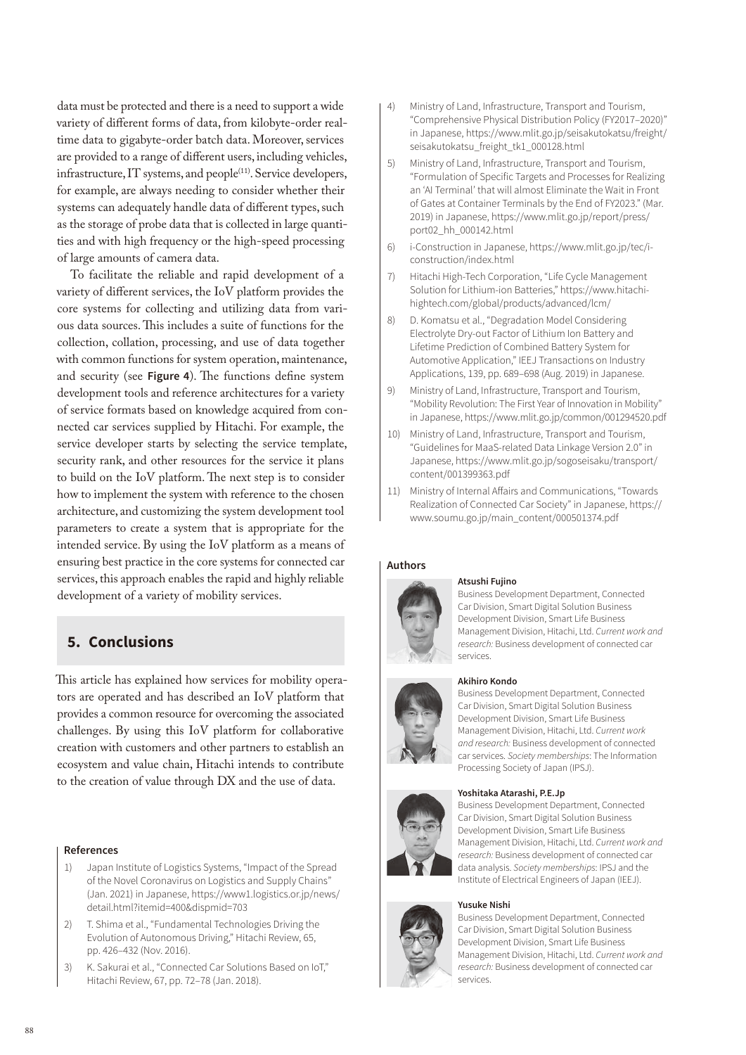data must be protected and there is a need to support a wide variety of different forms of data, from kilobyte-order real-time data to gigabyte-order batch data. Moreover, services are provided to a range of different users, including vehicles, infrastructure, IT systems, and people[11]. Service developers, for example, are always needing to consider whether their systems can adequately handle data of different types, such as the storage of probe data that is collected in large quantities and with high frequency or the high-speed processing of large amounts of camera data.

To facilitate the reliable and rapid development of a variety of different services, the IoV platform provides the core systems for collecting and utilizing data from various data sources. This includes a suite of functions for the collection, collation, processing, and use of data together with common functions for system operation, maintenance, and security (see **Figure 4**). The functions define system development tools and reference architectures for a variety of service formats based on knowledge acquired from connected car services supplied by Hitachi. For example, the service developer starts by selecting the service template, security rank, and other resources for the service it plans to build on the IoV platform. The next step is to consider how to implement the system with reference to the chosen architecture, and customizing the system development tool parameters to create a system that is appropriate for the intended service. By using the IoV platform as a means of ensuring best practice in the core systems for connected car services, this approach enables the rapid and highly reliable development of a variety of mobility services.

## 5. Conclusions

This article has explained how services for mobility operators are operated and has described an IoV platform that provides a common resource for overcoming the associated challenges. By using this IoV platform for collaborative creation with customers and other partners to establish an ecosystem and value chain, Hitachi intends to contribute to the creation of value through DX and the use of data.

### References

1) Japan Institute of Logistics Systems, "Impact of the Spread of the Novel Coronavirus on Logistics and Supply Chains" (Jan. 2021) in Japanese, https://www1.logistics.or.jp/news/detail.html?itemid=400&dispmid=703
2) T. Shima et al., "Fundamental Technologies Driving the Evolution of Autonomous Driving," Hitachi Review, 65, pp. 426–432 (Nov. 2016).
3) K. Sakurai et al., "Connected Car Solutions Based on IoT," Hitachi Review, 67, pp. 72–78 (Jan. 2018).
4) Ministry of Land, Infrastructure, Transport and Tourism, "Comprehensive Physical Distribution Policy (FY2017–2020)" in Japanese, https://www.mlit.go.jp/seisakutokatsu/freight/seisakutokatsu_freight_tk1_000128.html
5) Ministry of Land, Infrastructure, Transport and Tourism, "Formulation of Specific Targets and Processes for Realizing an 'AI Terminal' that will almost Eliminate the Wait in Front of Gates at Container Terminals by the End of FY2023." (Mar. 2019) in Japanese, https://www.mlit.go.jp/report/press/port02_hh_000142.html
6) i-Construction in Japanese, https://www.mlit.go.jp/tec/i-construction/index.html
7) Hitachi High-Tech Corporation, "Life Cycle Management Solution for Lithium-ion Batteries," https://www.hitachi-hightech.com/global/products/advanced/lcm/
8) D. Komatsu et al., "Degradation Model Considering Electrolyte Dry-out Factor of Lithium Ion Battery and Lifetime Prediction of Combined Battery System for Automotive Application," IEEJ Transactions on Industry Applications, 139, pp. 689–698 (Aug. 2019) in Japanese.
9) Ministry of Land, Infrastructure, Transport and Tourism, "Mobility Revolution: The First Year of Innovation in Mobility" in Japanese, https://www.mlit.go.jp/common/001294520.pdf
10) Ministry of Land, Infrastructure, Transport and Tourism, "Guidelines for MaaS-related Data Linkage Version 2.0" in Japanese, https://www.mlit.go.jp/sogoseisaku/transport/content/001399363.pdf
11) Ministry of Internal Affairs and Communications, "Towards Realization of Connected Car Society" in Japanese, https://www.soumu.go.jp/main_content/000501374.pdf

### Authors

**Atsushi Fujino**
Business Development Department, Connected Car Division, Smart Digital Solution Business Development Division, Smart Life Business Management Division, Hitachi, Ltd. *Current work and research:* Business development of connected car services.

**Akihiro Kondo**
Business Development Department, Connected Car Division, Smart Digital Solution Business Development Division, Smart Life Business Management Division, Hitachi, Ltd. *Current work and research:* Business development of connected car services. *Society memberships:* The Information Processing Society of Japan (IPSJ).

**Yoshitaka Atarashi, P.E.Jp**
Business Development Department, Connected Car Division, Smart Digital Solution Business Development Division, Smart Life Business Management Division, Hitachi, Ltd. *Current work and research:* Business development of connected car data analysis. *Society memberships:* IPSJ and the Institute of Electrical Engineers of Japan (IEEJ).

**Yusuke Nishi**
Business Development Department, Connected Car Division, Smart Digital Solution Business Development Division, Smart Life Business Management Division, Hitachi, Ltd. *Current work and research:* Business development of connected car services.